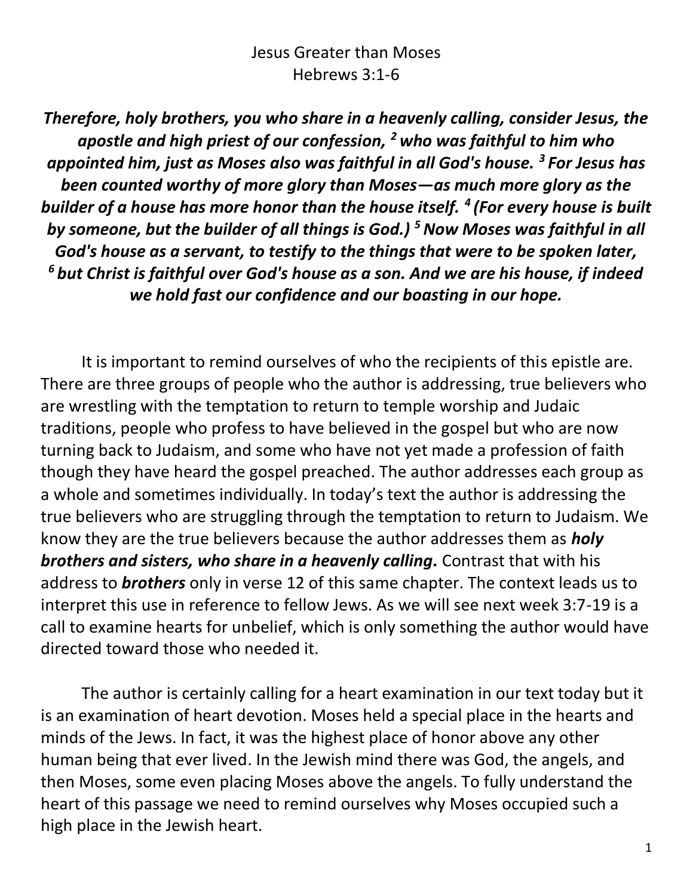# Jesus Greater than Moses
## Hebrews 3:1-6

***Therefore, holy brothers, you who share in a heavenly calling, consider Jesus, the apostle and high priest of our confession, [2] who was faithful to him who appointed him, just as Moses also was faithful in all God's house. [3] For Jesus has been counted worthy of more glory than Moses—as much more glory as the builder of a house has more honor than the house itself. [4] (For every house is built by someone, but the builder of all things is God.) [5] Now Moses was faithful in all God's house as a servant, to testify to the things that were to be spoken later, [6] but Christ is faithful over God's house as a son. And we are his house, if indeed we hold fast our confidence and our boasting in our hope.***

It is important to remind ourselves of who the recipients of this epistle are. There are three groups of people who the author is addressing, true believers who are wrestling with the temptation to return to temple worship and Judaic traditions, people who profess to have believed in the gospel but who are now turning back to Judaism, and some who have not yet made a profession of faith though they have heard the gospel preached. The author addresses each group as a whole and sometimes individually. In today's text the author is addressing the true believers who are struggling through the temptation to return to Judaism. We know they are the true believers because the author addresses them as ***holy brothers and sisters, who share in a heavenly calling.*** Contrast that with his address to ***brothers*** only in verse 12 of this same chapter. The context leads us to interpret this use in reference to fellow Jews. As we will see next week 3:7-19 is a call to examine hearts for unbelief, which is only something the author would have directed toward those who needed it.

The author is certainly calling for a heart examination in our text today but it is an examination of heart devotion. Moses held a special place in the hearts and minds of the Jews. In fact, it was the highest place of honor above any other human being that ever lived. In the Jewish mind there was God, the angels, and then Moses, some even placing Moses above the angels. To fully understand the heart of this passage we need to remind ourselves why Moses occupied such a high place in the Jewish heart.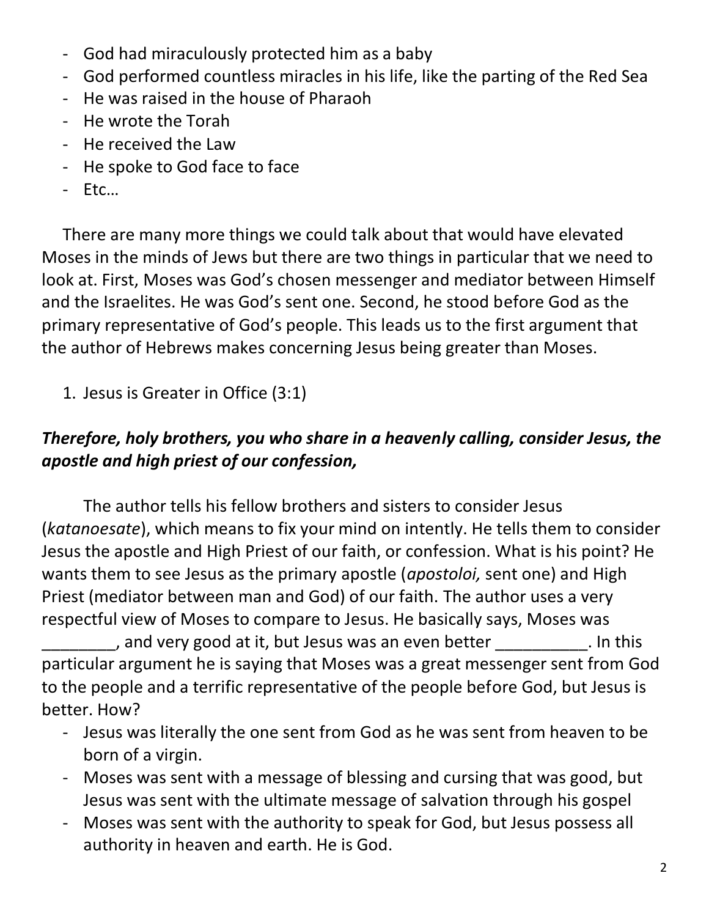- God had miraculously protected him as a baby
- God performed countless miracles in his life, like the parting of the Red Sea
- He was raised in the house of Pharaoh
- He wrote the Torah
- He received the Law
- He spoke to God face to face
- Etc…

There are many more things we could talk about that would have elevated Moses in the minds of Jews but there are two things in particular that we need to look at. First, Moses was God's chosen messenger and mediator between Himself and the Israelites. He was God's sent one. Second, he stood before God as the primary representative of God's people. This leads us to the first argument that the author of Hebrews makes concerning Jesus being greater than Moses.

1. Jesus is Greater in Office (3:1)

***Therefore, holy brothers, you who share in a heavenly calling, consider Jesus, the apostle and high priest of our confession,***

The author tells his fellow brothers and sisters to consider Jesus (*katanoesate*), which means to fix your mind on intently. He tells them to consider Jesus the apostle and High Priest of our faith, or confession. What is his point? He wants them to see Jesus as the primary apostle (*apostoloi,* sent one) and High Priest (mediator between man and God) of our faith. The author uses a very respectful view of Moses to compare to Jesus. He basically says, Moses was ________, and very good at it, but Jesus was an even better __________. In this particular argument he is saying that Moses was a great messenger sent from God to the people and a terrific representative of the people before God, but Jesus is better. How?

- Jesus was literally the one sent from God as he was sent from heaven to be born of a virgin.
- Moses was sent with a message of blessing and cursing that was good, but Jesus was sent with the ultimate message of salvation through his gospel
- Moses was sent with the authority to speak for God, but Jesus possess all authority in heaven and earth. He is God.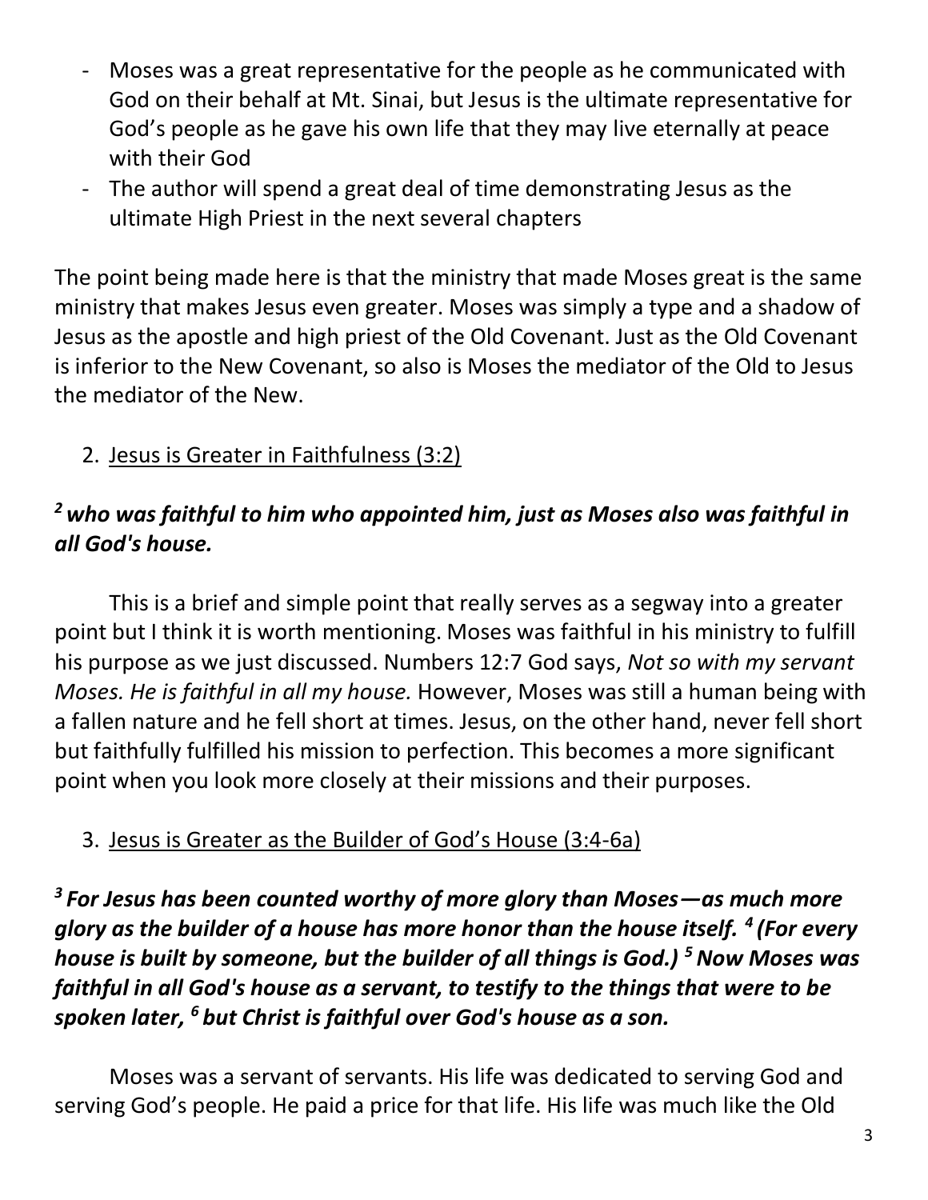- Moses was a great representative for the people as he communicated with God on their behalf at Mt. Sinai, but Jesus is the ultimate representative for God's people as he gave his own life that they may live eternally at peace with their God
- The author will spend a great deal of time demonstrating Jesus as the ultimate High Priest in the next several chapters

The point being made here is that the ministry that made Moses great is the same ministry that makes Jesus even greater. Moses was simply a type and a shadow of Jesus as the apostle and high priest of the Old Covenant. Just as the Old Covenant is inferior to the New Covenant, so also is Moses the mediator of the Old to Jesus the mediator of the New.

2. <u>Jesus is Greater in Faithfulness (3:2)</u>

***[2] who was faithful to him who appointed him, just as Moses also was faithful in all God's house.***

This is a brief and simple point that really serves as a segway into a greater point but I think it is worth mentioning. Moses was faithful in his ministry to fulfill his purpose as we just discussed. Numbers 12:7 God says, *Not so with my servant Moses. He is faithful in all my house.* However, Moses was still a human being with a fallen nature and he fell short at times. Jesus, on the other hand, never fell short but faithfully fulfilled his mission to perfection. This becomes a more significant point when you look more closely at their missions and their purposes.

3. <u>Jesus is Greater as the Builder of God's House (3:4-6a)</u>

***[3] For Jesus has been counted worthy of more glory than Moses—as much more glory as the builder of a house has more honor than the house itself. [4] (For every house is built by someone, but the builder of all things is God.) [5] Now Moses was faithful in all God's house as a servant, to testify to the things that were to be spoken later, [6] but Christ is faithful over God's house as a son.***

Moses was a servant of servants. His life was dedicated to serving God and serving God's people. He paid a price for that life. His life was much like the Old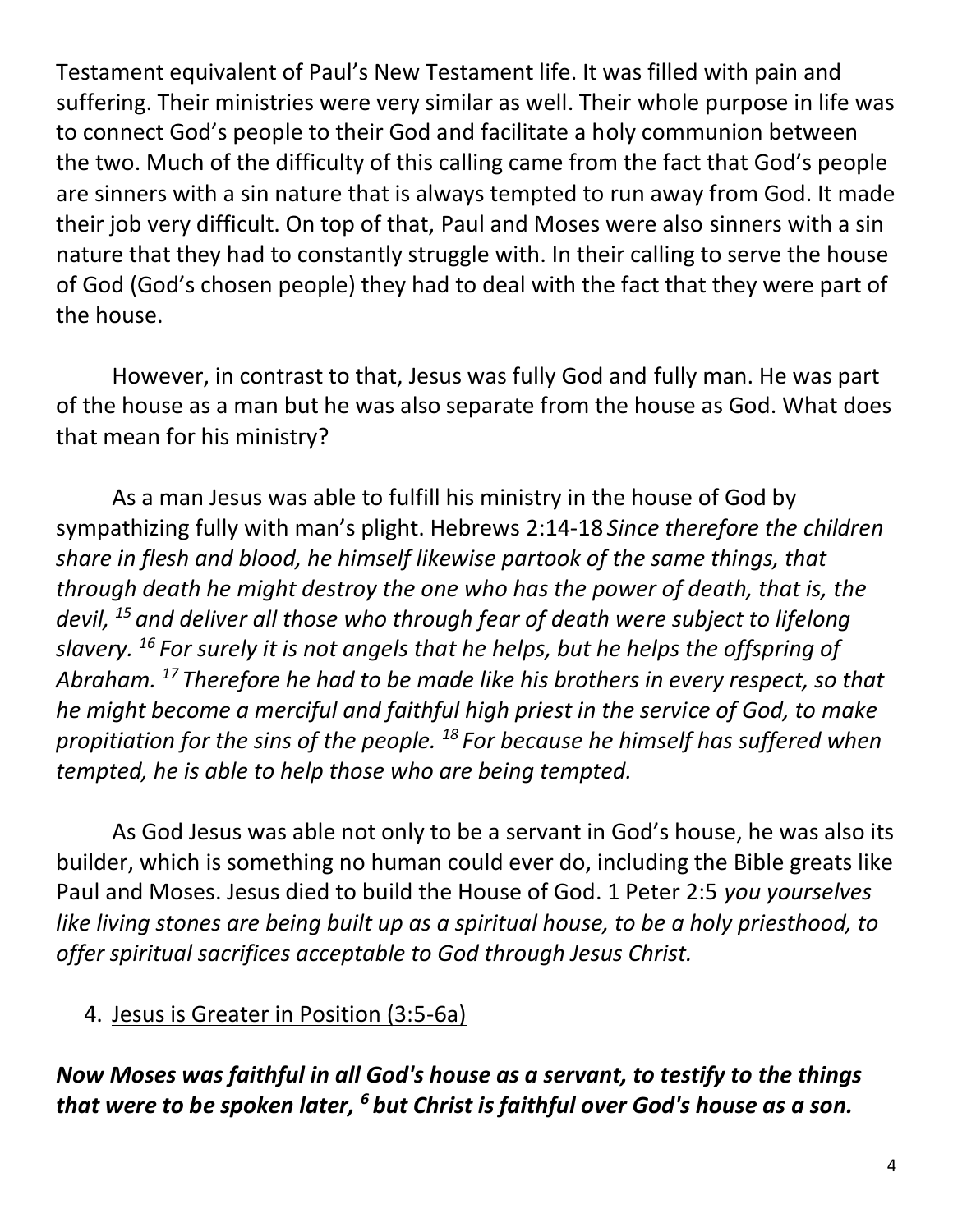Testament equivalent of Paul's New Testament life. It was filled with pain and suffering. Their ministries were very similar as well. Their whole purpose in life was to connect God's people to their God and facilitate a holy communion between the two. Much of the difficulty of this calling came from the fact that God's people are sinners with a sin nature that is always tempted to run away from God. It made their job very difficult. On top of that, Paul and Moses were also sinners with a sin nature that they had to constantly struggle with. In their calling to serve the house of God (God's chosen people) they had to deal with the fact that they were part of the house.

However, in contrast to that, Jesus was fully God and fully man. He was part of the house as a man but he was also separate from the house as God. What does that mean for his ministry?

As a man Jesus was able to fulfill his ministry in the house of God by sympathizing fully with man's plight. Hebrews 2:14-18 *Since therefore the children share in flesh and blood, he himself likewise partook of the same things, that through death he might destroy the one who has the power of death, that is, the devil, [15] and deliver all those who through fear of death were subject to lifelong slavery. [16] For surely it is not angels that he helps, but he helps the offspring of Abraham. [17] Therefore he had to be made like his brothers in every respect, so that he might become a merciful and faithful high priest in the service of God, to make propitiation for the sins of the people. [18] For because he himself has suffered when tempted, he is able to help those who are being tempted.*

As God Jesus was able not only to be a servant in God's house, he was also its builder, which is something no human could ever do, including the Bible greats like Paul and Moses. Jesus died to build the House of God. 1 Peter 2:5 *you yourselves like living stones are being built up as a spiritual house, to be a holy priesthood, to offer spiritual sacrifices acceptable to God through Jesus Christ.*

4. <u>Jesus is Greater in Position (3:5-6a)</u>

***Now Moses was faithful in all God's house as a servant, to testify to the things that were to be spoken later, [6] but Christ is faithful over God's house as a son.***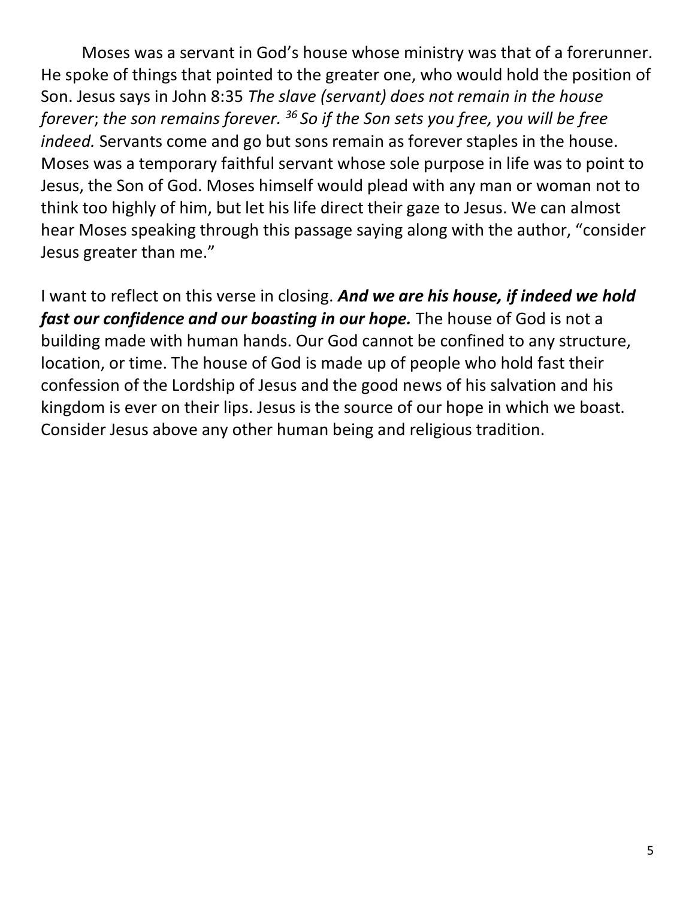Moses was a servant in God's house whose ministry was that of a forerunner. He spoke of things that pointed to the greater one, who would hold the position of Son. Jesus says in John 8:35 *The slave (servant) does not remain in the house forever*; *the son remains forever.* [36] *So if the Son sets you free, you will be free indeed.* Servants come and go but sons remain as forever staples in the house. Moses was a temporary faithful servant whose sole purpose in life was to point to Jesus, the Son of God. Moses himself would plead with any man or woman not to think too highly of him, but let his life direct their gaze to Jesus. We can almost hear Moses speaking through this passage saying along with the author, "consider Jesus greater than me."

I want to reflect on this verse in closing. ***And we are his house, if indeed we hold fast our confidence and our boasting in our hope.*** The house of God is not a building made with human hands. Our God cannot be confined to any structure, location, or time. The house of God is made up of people who hold fast their confession of the Lordship of Jesus and the good news of his salvation and his kingdom is ever on their lips. Jesus is the source of our hope in which we boast. Consider Jesus above any other human being and religious tradition.